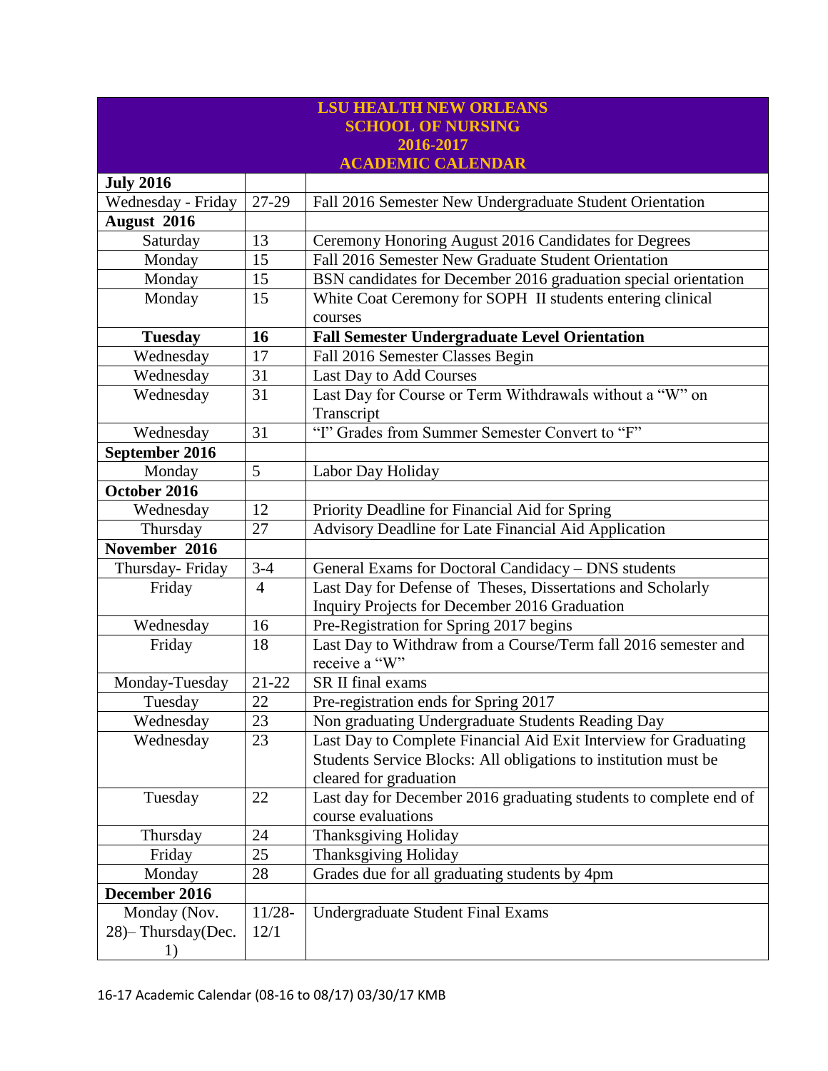# LSU HEALTH NEW ORLEANS
## SCHOOL OF NURSING
## 2016-2017
## ACADEMIC CALENDAR

| | | |
|---|---|---|
| **July 2016** | | |
| Wednesday - Friday | 27-29 | Fall 2016 Semester New Undergraduate Student Orientation |
| **August 2016** | | |
| Saturday | 13 | Ceremony Honoring August 2016 Candidates for Degrees |
| Monday | 15 | Fall 2016 Semester New Graduate Student Orientation |
| Monday | 15 | BSN candidates for December 2016 graduation special orientation |
| Monday | 15 | White Coat Ceremony for SOPH II students entering clinical courses |
| **Tuesday** | **16** | **Fall Semester Undergraduate Level Orientation** |
| Wednesday | 17 | Fall 2016 Semester Classes Begin |
| Wednesday | 31 | Last Day to Add Courses |
| Wednesday | 31 | Last Day for Course or Term Withdrawals without a "W" on Transcript |
| Wednesday | 31 | "I" Grades from Summer Semester Convert to "F" |
| **September 2016** | | |
| Monday | 5 | Labor Day Holiday |
| **October 2016** | | |
| Wednesday | 12 | Priority Deadline for Financial Aid for Spring |
| Thursday | 27 | Advisory Deadline for Late Financial Aid Application |
| **November 2016** | | |
| Thursday- Friday | 3-4 | General Exams for Doctoral Candidacy – DNS students |
| Friday | 4 | Last Day for Defense of Theses, Dissertations and Scholarly Inquiry Projects for December 2016 Graduation |
| Wednesday | 16 | Pre-Registration for Spring 2017 begins |
| Friday | 18 | Last Day to Withdraw from a Course/Term fall 2016 semester and receive a "W" |
| Monday-Tuesday | 21-22 | SR II final exams |
| Tuesday | 22 | Pre-registration ends for Spring 2017 |
| Wednesday | 23 | Non graduating Undergraduate Students Reading Day |
| Wednesday | 23 | Last Day to Complete Financial Aid Exit Interview for Graduating Students Service Blocks: All obligations to institution must be cleared for graduation |
| Tuesday | 22 | Last day for December 2016 graduating students to complete end of course evaluations |
| Thursday | 24 | Thanksgiving Holiday |
| Friday | 25 | Thanksgiving Holiday |
| Monday | 28 | Grades due for all graduating students by 4pm |
| **December 2016** | | |
| Monday (Nov. 28)– Thursday(Dec. 1) | 11/28-12/1 | Undergraduate Student Final Exams |

16-17 Academic Calendar (08-16 to 08/17) 03/30/17 KMB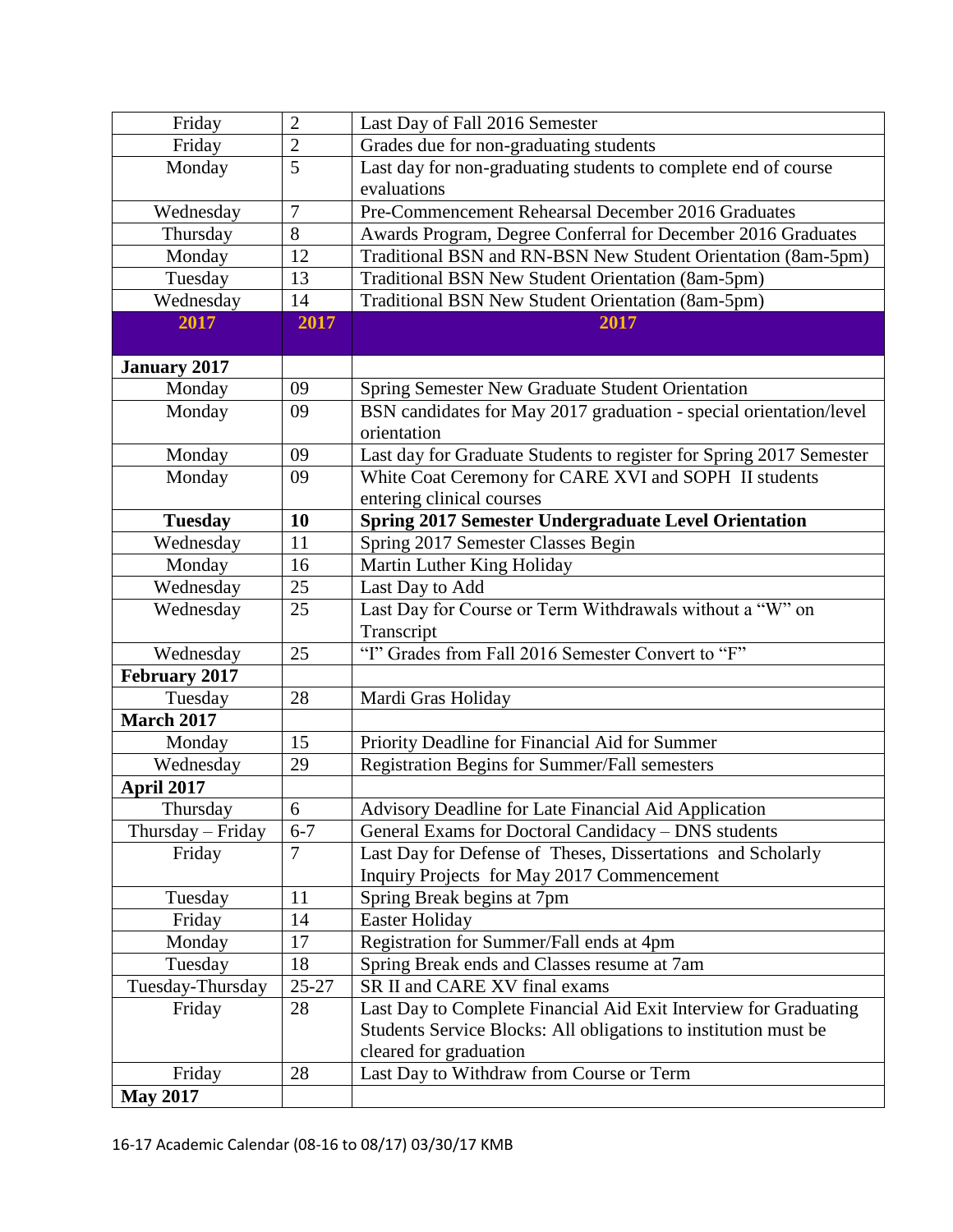| Friday | 2 | Last Day of Fall 2016 Semester |
|---|---|---|
| Friday | 2 | Grades due for non-graduating students |
| Monday | 5 | Last day for non-graduating students to complete end of course evaluations |
| Wednesday | 7 | Pre-Commencement Rehearsal December 2016 Graduates |
| Thursday | 8 | Awards Program, Degree Conferral for December 2016 Graduates |
| Monday | 12 | Traditional BSN and RN-BSN New Student Orientation (8am-5pm) |
| Tuesday | 13 | Traditional BSN New Student Orientation (8am-5pm) |
| Wednesday | 14 | Traditional BSN New Student Orientation (8am-5pm) |
| **2017** | **2017** | **2017** |
| **January 2017** | | |
| Monday | 09 | Spring Semester New Graduate Student Orientation |
| Monday | 09 | BSN candidates for May 2017 graduation - special orientation/level orientation |
| Monday | 09 | Last day for Graduate Students to register for Spring 2017 Semester |
| Monday | 09 | White Coat Ceremony for CARE XVI and SOPH II students entering clinical courses |
| **Tuesday** | **10** | **Spring 2017 Semester Undergraduate Level Orientation** |
| Wednesday | 11 | Spring 2017 Semester Classes Begin |
| Monday | 16 | Martin Luther King Holiday |
| Wednesday | 25 | Last Day to Add |
| Wednesday | 25 | Last Day for Course or Term Withdrawals without a "W" on Transcript |
| Wednesday | 25 | "I" Grades from Fall 2016 Semester Convert to "F" |
| **February 2017** | | |
| Tuesday | 28 | Mardi Gras Holiday |
| **March 2017** | | |
| Monday | 15 | Priority Deadline for Financial Aid for Summer |
| Wednesday | 29 | Registration Begins for Summer/Fall semesters |
| **April 2017** | | |
| Thursday | 6 | Advisory Deadline for Late Financial Aid Application |
| Thursday – Friday | 6-7 | General Exams for Doctoral Candidacy – DNS students |
| Friday | 7 | Last Day for Defense of Theses, Dissertations and Scholarly Inquiry Projects for May 2017 Commencement |
| Tuesday | 11 | Spring Break begins at 7pm |
| Friday | 14 | Easter Holiday |
| Monday | 17 | Registration for Summer/Fall ends at 4pm |
| Tuesday | 18 | Spring Break ends and Classes resume at 7am |
| Tuesday-Thursday | 25-27 | SR II and CARE XV final exams |
| Friday | 28 | Last Day to Complete Financial Aid Exit Interview for Graduating Students Service Blocks: All obligations to institution must be cleared for graduation |
| Friday | 28 | Last Day to Withdraw from Course or Term |
| **May 2017** | | |

16-17 Academic Calendar (08-16 to 08/17) 03/30/17 KMB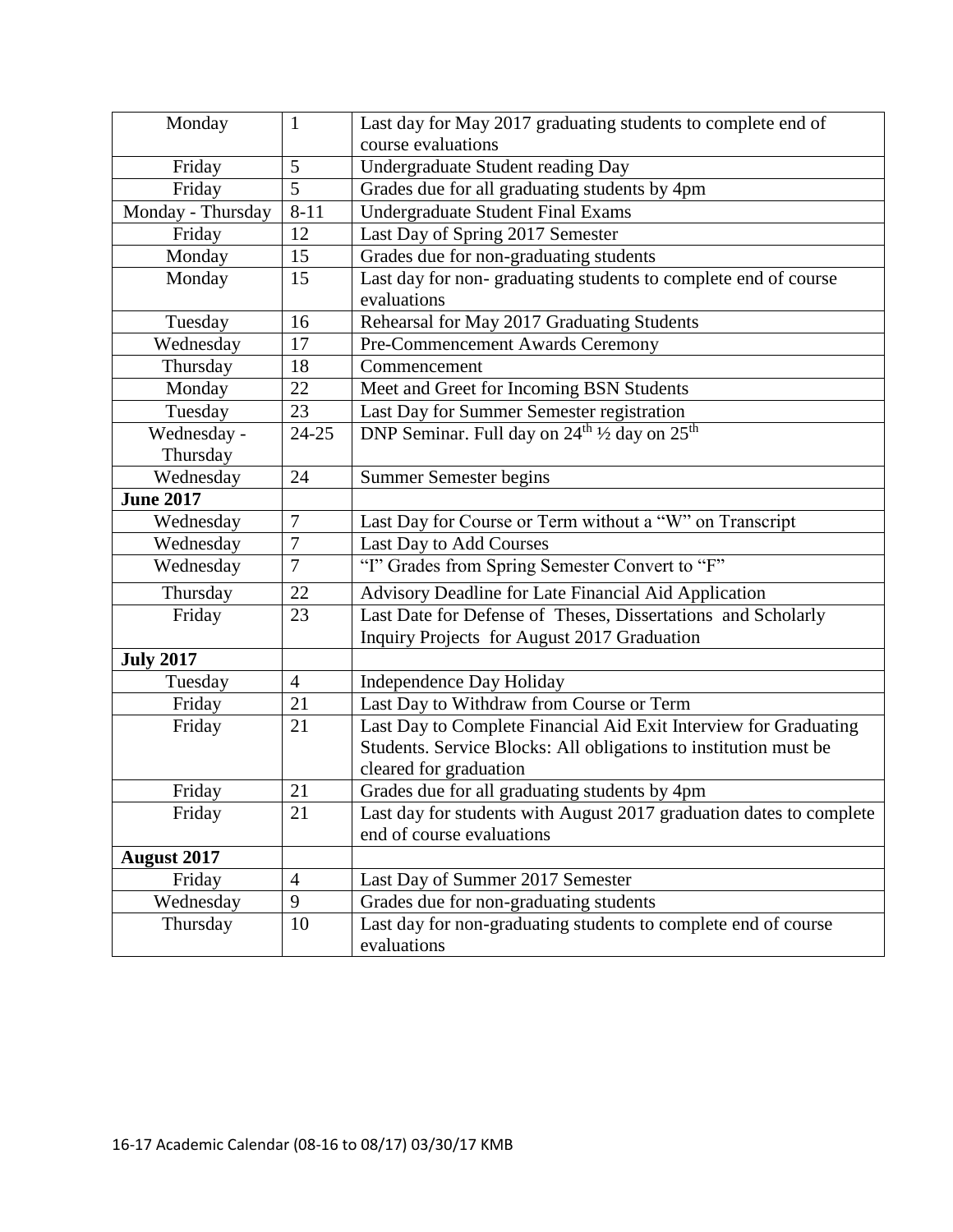| | | |
|---|---|---|
| Monday | 1 | Last day for May 2017 graduating students to complete end of course evaluations |
| Friday | 5 | Undergraduate Student reading Day |
| Friday | 5 | Grades due for all graduating students by 4pm |
| Monday - Thursday | 8-11 | Undergraduate Student Final Exams |
| Friday | 12 | Last Day of Spring 2017 Semester |
| Monday | 15 | Grades due for non-graduating students |
| Monday | 15 | Last day for non- graduating students to complete end of course evaluations |
| Tuesday | 16 | Rehearsal for May 2017 Graduating Students |
| Wednesday | 17 | Pre-Commencement Awards Ceremony |
| Thursday | 18 | Commencement |
| Monday | 22 | Meet and Greet for Incoming BSN Students |
| Tuesday | 23 | Last Day for Summer Semester registration |
| Wednesday - Thursday | 24-25 | DNP Seminar. Full day on 24th ½ day on 25th |
| Wednesday | 24 | Summer Semester begins |
| **June 2017** | | |
| Wednesday | 7 | Last Day for Course or Term without a "W" on Transcript |
| Wednesday | 7 | Last Day to Add Courses |
| Wednesday | 7 | "I" Grades from Spring Semester Convert to "F" |
| Thursday | 22 | Advisory Deadline for Late Financial Aid Application |
| Friday | 23 | Last Date for Defense of Theses, Dissertations and Scholarly Inquiry Projects for August 2017 Graduation |
| **July 2017** | | |
| Tuesday | 4 | Independence Day Holiday |
| Friday | 21 | Last Day to Withdraw from Course or Term |
| Friday | 21 | Last Day to Complete Financial Aid Exit Interview for Graduating Students. Service Blocks: All obligations to institution must be cleared for graduation |
| Friday | 21 | Grades due for all graduating students by 4pm |
| Friday | 21 | Last day for students with August 2017 graduation dates to complete end of course evaluations |
| **August 2017** | | |
| Friday | 4 | Last Day of Summer 2017 Semester |
| Wednesday | 9 | Grades due for non-graduating students |
| Thursday | 10 | Last day for non-graduating students to complete end of course evaluations |

16-17 Academic Calendar (08-16 to 08/17) 03/30/17 KMB